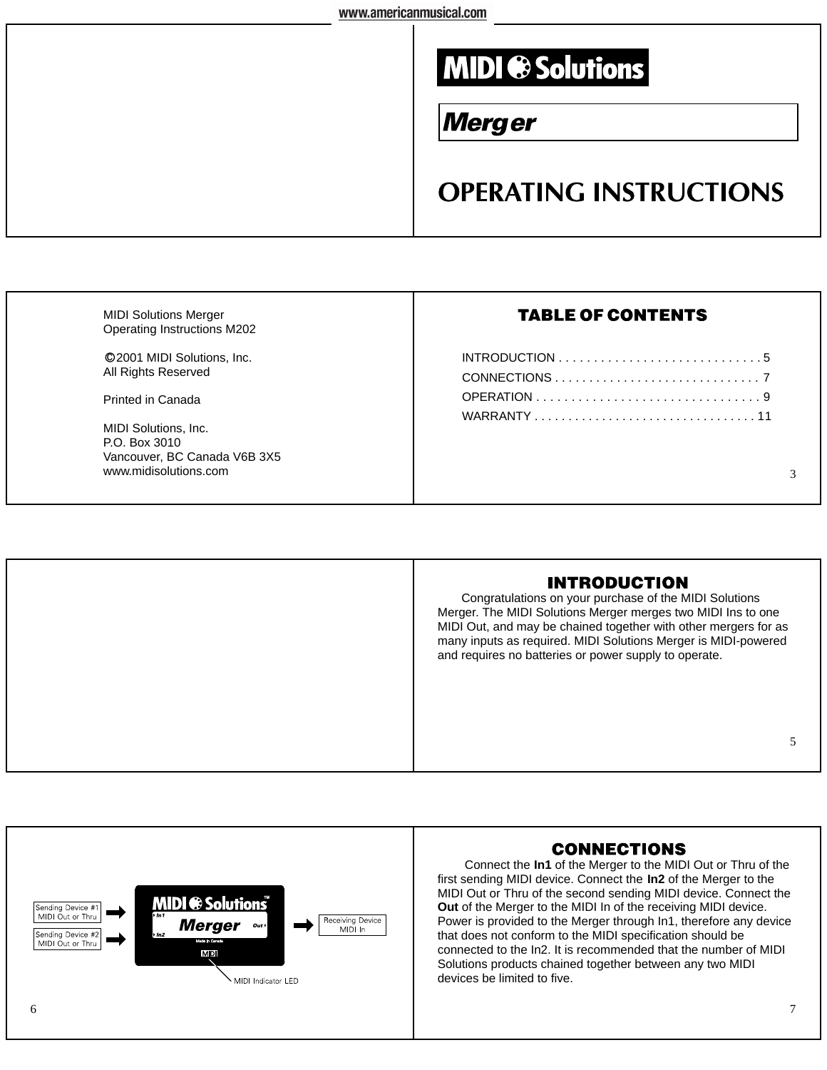# MIDI Solutions

## Merger

# OPERATING INSTRUCTIONS

MIDI Solutions Merger
Operating Instructions M202

©2001 MIDI Solutions, Inc.
All Rights Reserved

Printed in Canada

MIDI Solutions, Inc.
P.O. Box 3010
Vancouver, BC Canada V6B 3X5
www.midisolutions.com

## TABLE OF CONTENTS

INTRODUCTION . . . . . . . . . . . . . . . . . . . . . . . . . . . . . 5
CONNECTIONS . . . . . . . . . . . . . . . . . . . . . . . . . . . . . 7
OPERATION . . . . . . . . . . . . . . . . . . . . . . . . . . . . . . . . 9
WARRANTY . . . . . . . . . . . . . . . . . . . . . . . . . . . . . . . . 11

## INTRODUCTION

Congratulations on your purchase of the MIDI Solutions Merger. The MIDI Solutions Merger merges two MIDI Ins to one MIDI Out, and may be chained together with other mergers for as many inputs as required. MIDI Solutions Merger is MIDI-powered and requires no batteries or power supply to operate.

Sending Device #1 MIDI Out or Thru → In1
Sending Device #2 MIDI Out or Thru → In2
Out → Receiving Device MIDI In

MIDI Solutions™ Merger — Made in Canada — MIDI

MIDI Indicator LED

## CONNECTIONS

Connect the **In1** of the Merger to the MIDI Out or Thru of the first sending MIDI device. Connect the **In2** of the Merger to the MIDI Out or Thru of the second sending MIDI device. Connect the **Out** of the Merger to the MIDI In of the receiving MIDI device. Power is provided to the Merger through In1, therefore any device that does not conform to the MIDI specification should be connected to the In2. It is recommended that the number of MIDI Solutions products chained together between any two MIDI devices be limited to five.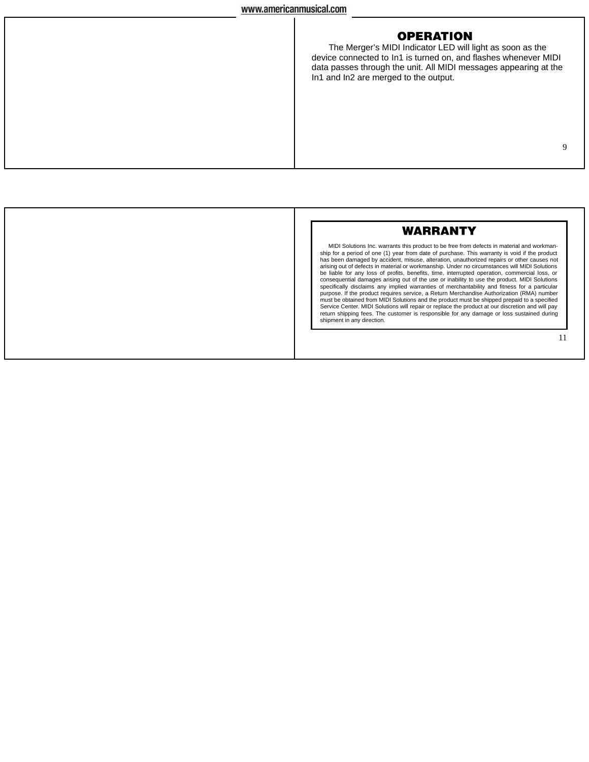## OPERATION

The Merger's MIDI Indicator LED will light as soon as the device connected to In1 is turned on, and flashes whenever MIDI data passes through the unit. All MIDI messages appearing at the In1 and In2 are merged to the output.

## WARRANTY

MIDI Solutions Inc. warrants this product to be free from defects in material and workmanship for a period of one (1) year from date of purchase. This warranty is void if the product has been damaged by accident, misuse, alteration, unauthorized repairs or other causes not arising out of defects in material or workmanship. Under no circumstances will MIDI Solutions be liable for any loss of profits, benefits, time, interrupted operation, commercial loss, or consequential damages arising out of the use or inability to use the product. MIDI Solutions specifically disclaims any implied warranties of merchantability and fitness for a particular purpose. If the product requires service, a Return Merchandise Authorization (RMA) number must be obtained from MIDI Solutions and the product must be shipped prepaid to a specified Service Center. MIDI Solutions will repair or replace the product at our discretion and will pay return shipping fees. The customer is responsible for any damage or loss sustained during shipment in any direction.